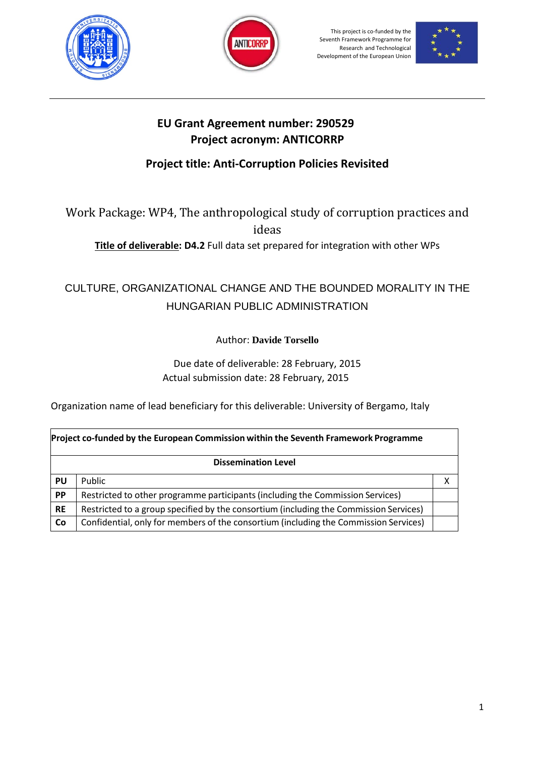This project is co-funded by the Seventh Framework Programme for Research and Technological Development of the European Union

**EU Grant Agreement number: 290529**
**Project acronym: ANTICORRP**

**Project title: Anti-Corruption Policies Revisited**

Work Package: WP4, The anthropological study of corruption practices and ideas

**Title of deliverable: D4.2** Full data set prepared for integration with other WPs

# CULTURE, ORGANIZATIONAL CHANGE AND THE BOUNDED MORALITY IN THE HUNGARIAN PUBLIC ADMINISTRATION

Author: **Davide Torsello**

Due date of deliverable: 28 February, 2015
Actual submission date: 28 February, 2015

Organization name of lead beneficiary for this deliverable: University of Bergamo, Italy

| **Project co-funded by the European Commission within the Seventh Framework Programme** | | |
|---|---|---|
| **Dissemination Level** | | |
| **PU** | Public | X |
| **PP** | Restricted to other programme participants (including the Commission Services) | |
| **RE** | Restricted to a group specified by the consortium (including the Commission Services) | |
| **Co** | Confidential, only for members of the consortium (including the Commission Services) | |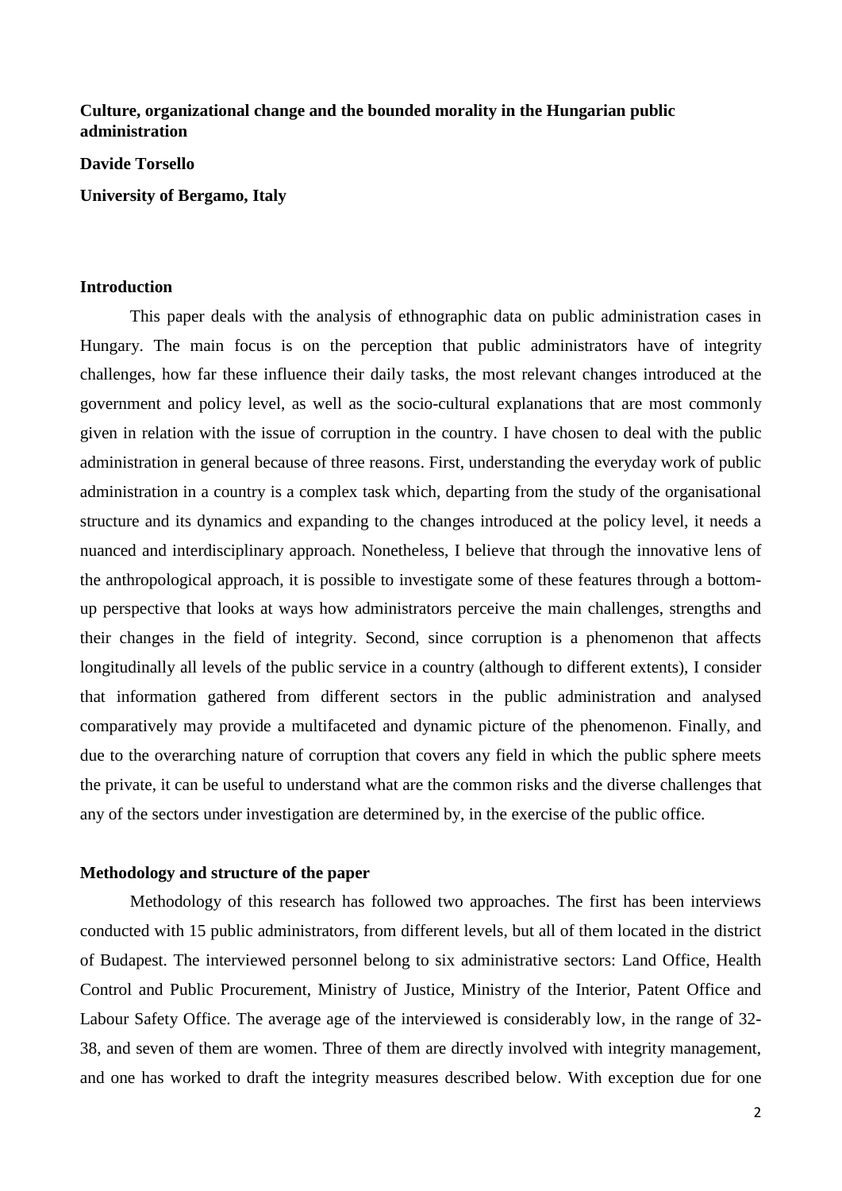**Culture, organizational change and the bounded morality in the Hungarian public administration**

**Davide Torsello**

**University of Bergamo, Italy**

## Introduction

This paper deals with the analysis of ethnographic data on public administration cases in Hungary. The main focus is on the perception that public administrators have of integrity challenges, how far these influence their daily tasks, the most relevant changes introduced at the government and policy level, as well as the socio-cultural explanations that are most commonly given in relation with the issue of corruption in the country. I have chosen to deal with the public administration in general because of three reasons. First, understanding the everyday work of public administration in a country is a complex task which, departing from the study of the organisational structure and its dynamics and expanding to the changes introduced at the policy level, it needs a nuanced and interdisciplinary approach. Nonetheless, I believe that through the innovative lens of the anthropological approach, it is possible to investigate some of these features through a bottom-up perspective that looks at ways how administrators perceive the main challenges, strengths and their changes in the field of integrity. Second, since corruption is a phenomenon that affects longitudinally all levels of the public service in a country (although to different extents), I consider that information gathered from different sectors in the public administration and analysed comparatively may provide a multifaceted and dynamic picture of the phenomenon. Finally, and due to the overarching nature of corruption that covers any field in which the public sphere meets the private, it can be useful to understand what are the common risks and the diverse challenges that any of the sectors under investigation are determined by, in the exercise of the public office.

## Methodology and structure of the paper

Methodology of this research has followed two approaches. The first has been interviews conducted with 15 public administrators, from different levels, but all of them located in the district of Budapest. The interviewed personnel belong to six administrative sectors: Land Office, Health Control and Public Procurement, Ministry of Justice, Ministry of the Interior, Patent Office and Labour Safety Office. The average age of the interviewed is considerably low, in the range of 32-38, and seven of them are women. Three of them are directly involved with integrity management, and one has worked to draft the integrity measures described below. With exception due for one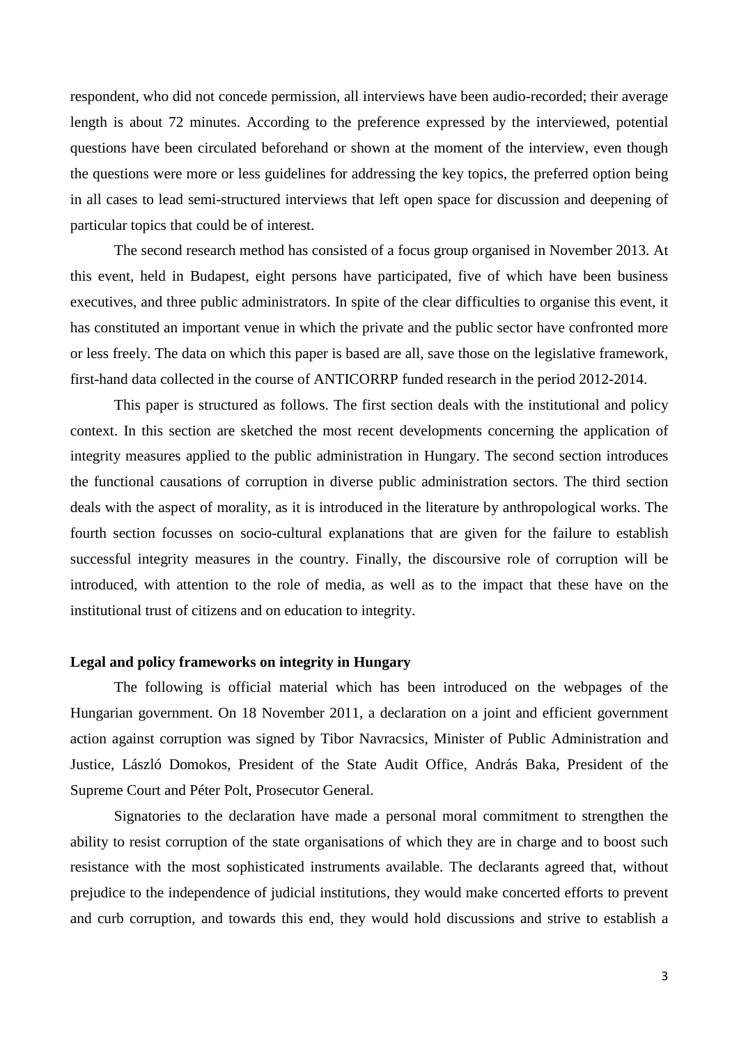respondent, who did not concede permission, all interviews have been audio-recorded; their average length is about 72 minutes. According to the preference expressed by the interviewed, potential questions have been circulated beforehand or shown at the moment of the interview, even though the questions were more or less guidelines for addressing the key topics, the preferred option being in all cases to lead semi-structured interviews that left open space for discussion and deepening of particular topics that could be of interest.

The second research method has consisted of a focus group organised in November 2013. At this event, held in Budapest, eight persons have participated, five of which have been business executives, and three public administrators. In spite of the clear difficulties to organise this event, it has constituted an important venue in which the private and the public sector have confronted more or less freely. The data on which this paper is based are all, save those on the legislative framework, first-hand data collected in the course of ANTICORRP funded research in the period 2012-2014.

This paper is structured as follows. The first section deals with the institutional and policy context. In this section are sketched the most recent developments concerning the application of integrity measures applied to the public administration in Hungary. The second section introduces the functional causations of corruption in diverse public administration sectors. The third section deals with the aspect of morality, as it is introduced in the literature by anthropological works. The fourth section focusses on socio-cultural explanations that are given for the failure to establish successful integrity measures in the country. Finally, the discoursive role of corruption will be introduced, with attention to the role of media, as well as to the impact that these have on the institutional trust of citizens and on education to integrity.

**Legal and policy frameworks on integrity in Hungary**

The following is official material which has been introduced on the webpages of the Hungarian government. On 18 November 2011, a declaration on a joint and efficient government action against corruption was signed by Tibor Navracsics, Minister of Public Administration and Justice, László Domokos, President of the State Audit Office, András Baka, President of the Supreme Court and Péter Polt, Prosecutor General.

Signatories to the declaration have made a personal moral commitment to strengthen the ability to resist corruption of the state organisations of which they are in charge and to boost such resistance with the most sophisticated instruments available. The declarants agreed that, without prejudice to the independence of judicial institutions, they would make concerted efforts to prevent and curb corruption, and towards this end, they would hold discussions and strive to establish a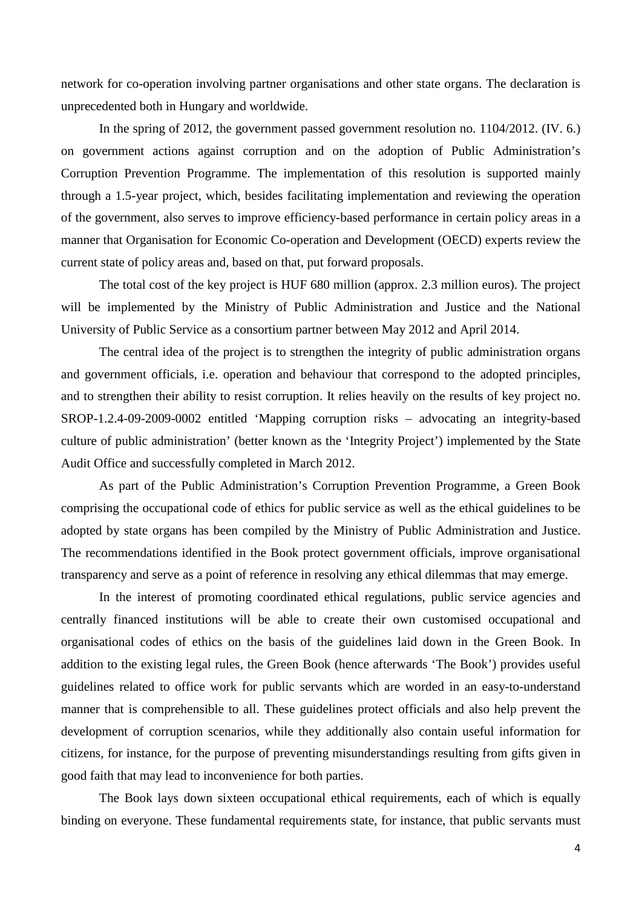network for co-operation involving partner organisations and other state organs. The declaration is unprecedented both in Hungary and worldwide.

In the spring of 2012, the government passed government resolution no. 1104/2012. (IV. 6.) on government actions against corruption and on the adoption of Public Administration's Corruption Prevention Programme. The implementation of this resolution is supported mainly through a 1.5-year project, which, besides facilitating implementation and reviewing the operation of the government, also serves to improve efficiency-based performance in certain policy areas in a manner that Organisation for Economic Co-operation and Development (OECD) experts review the current state of policy areas and, based on that, put forward proposals.

The total cost of the key project is HUF 680 million (approx. 2.3 million euros). The project will be implemented by the Ministry of Public Administration and Justice and the National University of Public Service as a consortium partner between May 2012 and April 2014.

The central idea of the project is to strengthen the integrity of public administration organs and government officials, i.e. operation and behaviour that correspond to the adopted principles, and to strengthen their ability to resist corruption. It relies heavily on the results of key project no. SROP-1.2.4-09-2009-0002 entitled 'Mapping corruption risks – advocating an integrity-based culture of public administration' (better known as the 'Integrity Project') implemented by the State Audit Office and successfully completed in March 2012.

As part of the Public Administration's Corruption Prevention Programme, a Green Book comprising the occupational code of ethics for public service as well as the ethical guidelines to be adopted by state organs has been compiled by the Ministry of Public Administration and Justice. The recommendations identified in the Book protect government officials, improve organisational transparency and serve as a point of reference in resolving any ethical dilemmas that may emerge.

In the interest of promoting coordinated ethical regulations, public service agencies and centrally financed institutions will be able to create their own customised occupational and organisational codes of ethics on the basis of the guidelines laid down in the Green Book. In addition to the existing legal rules, the Green Book (hence afterwards 'The Book') provides useful guidelines related to office work for public servants which are worded in an easy-to-understand manner that is comprehensible to all. These guidelines protect officials and also help prevent the development of corruption scenarios, while they additionally also contain useful information for citizens, for instance, for the purpose of preventing misunderstandings resulting from gifts given in good faith that may lead to inconvenience for both parties.

The Book lays down sixteen occupational ethical requirements, each of which is equally binding on everyone. These fundamental requirements state, for instance, that public servants must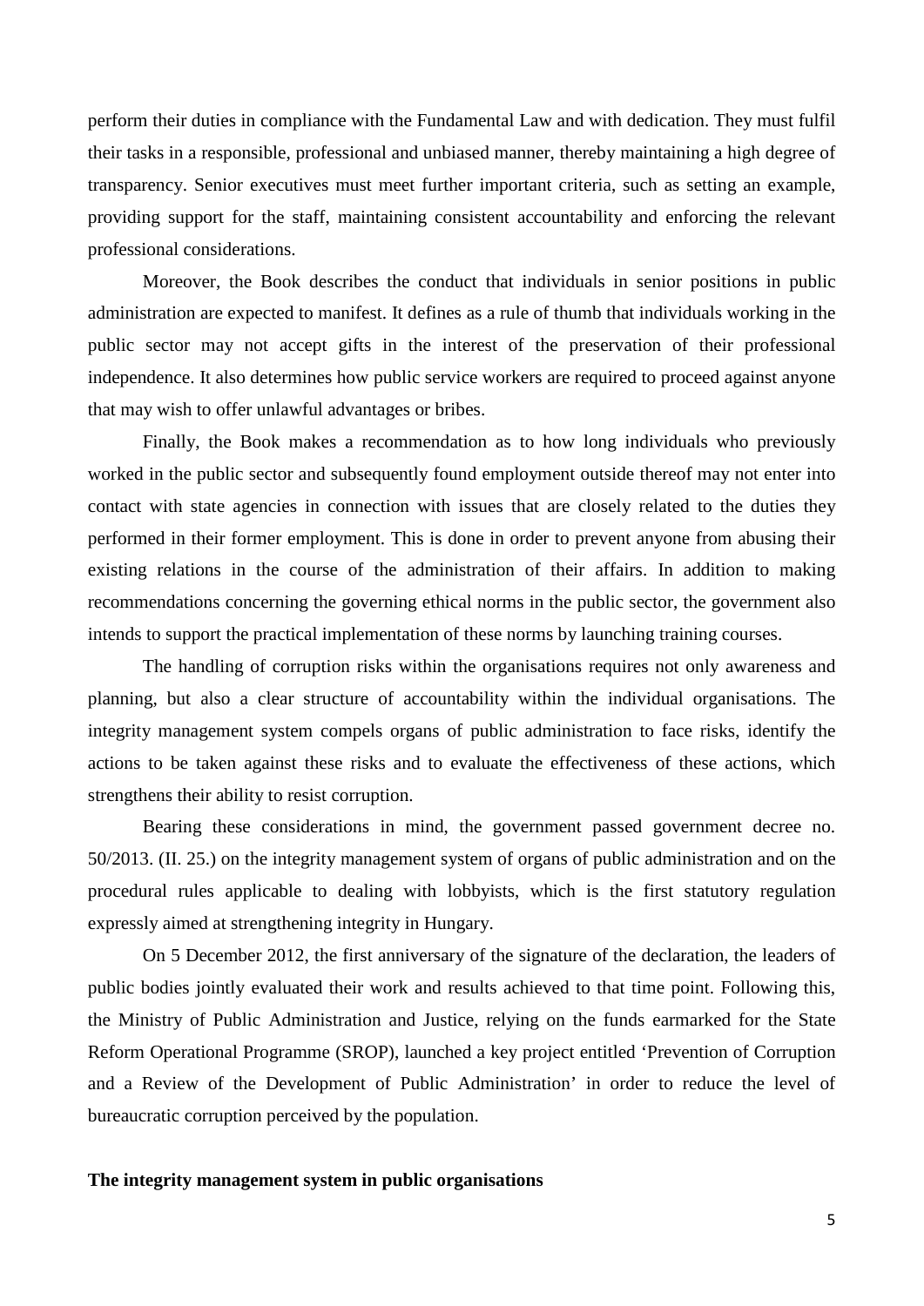perform their duties in compliance with the Fundamental Law and with dedication. They must fulfil their tasks in a responsible, professional and unbiased manner, thereby maintaining a high degree of transparency. Senior executives must meet further important criteria, such as setting an example, providing support for the staff, maintaining consistent accountability and enforcing the relevant professional considerations.

Moreover, the Book describes the conduct that individuals in senior positions in public administration are expected to manifest. It defines as a rule of thumb that individuals working in the public sector may not accept gifts in the interest of the preservation of their professional independence. It also determines how public service workers are required to proceed against anyone that may wish to offer unlawful advantages or bribes.

Finally, the Book makes a recommendation as to how long individuals who previously worked in the public sector and subsequently found employment outside thereof may not enter into contact with state agencies in connection with issues that are closely related to the duties they performed in their former employment. This is done in order to prevent anyone from abusing their existing relations in the course of the administration of their affairs. In addition to making recommendations concerning the governing ethical norms in the public sector, the government also intends to support the practical implementation of these norms by launching training courses.

The handling of corruption risks within the organisations requires not only awareness and planning, but also a clear structure of accountability within the individual organisations. The integrity management system compels organs of public administration to face risks, identify the actions to be taken against these risks and to evaluate the effectiveness of these actions, which strengthens their ability to resist corruption.

Bearing these considerations in mind, the government passed government decree no. 50/2013. (II. 25.) on the integrity management system of organs of public administration and on the procedural rules applicable to dealing with lobbyists, which is the first statutory regulation expressly aimed at strengthening integrity in Hungary.

On 5 December 2012, the first anniversary of the signature of the declaration, the leaders of public bodies jointly evaluated their work and results achieved to that time point. Following this, the Ministry of Public Administration and Justice, relying on the funds earmarked for the State Reform Operational Programme (SROP), launched a key project entitled 'Prevention of Corruption and a Review of the Development of Public Administration' in order to reduce the level of bureaucratic corruption perceived by the population.

**The integrity management system in public organisations**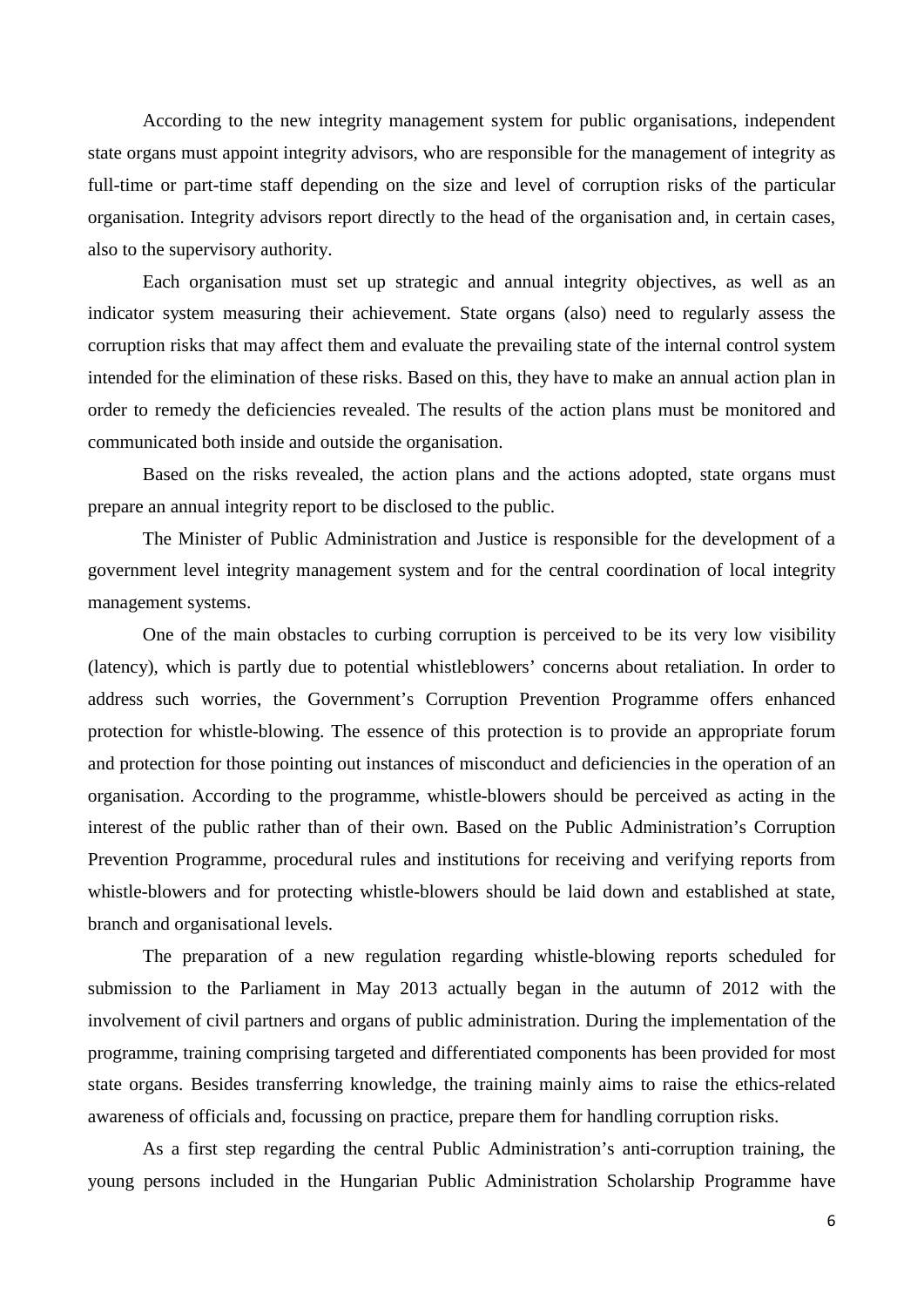According to the new integrity management system for public organisations, independent state organs must appoint integrity advisors, who are responsible for the management of integrity as full-time or part-time staff depending on the size and level of corruption risks of the particular organisation. Integrity advisors report directly to the head of the organisation and, in certain cases, also to the supervisory authority.

Each organisation must set up strategic and annual integrity objectives, as well as an indicator system measuring their achievement. State organs (also) need to regularly assess the corruption risks that may affect them and evaluate the prevailing state of the internal control system intended for the elimination of these risks. Based on this, they have to make an annual action plan in order to remedy the deficiencies revealed. The results of the action plans must be monitored and communicated both inside and outside the organisation.

Based on the risks revealed, the action plans and the actions adopted, state organs must prepare an annual integrity report to be disclosed to the public.

The Minister of Public Administration and Justice is responsible for the development of a government level integrity management system and for the central coordination of local integrity management systems.

One of the main obstacles to curbing corruption is perceived to be its very low visibility (latency), which is partly due to potential whistleblowers' concerns about retaliation. In order to address such worries, the Government's Corruption Prevention Programme offers enhanced protection for whistle-blowing. The essence of this protection is to provide an appropriate forum and protection for those pointing out instances of misconduct and deficiencies in the operation of an organisation. According to the programme, whistle-blowers should be perceived as acting in the interest of the public rather than of their own. Based on the Public Administration's Corruption Prevention Programme, procedural rules and institutions for receiving and verifying reports from whistle-blowers and for protecting whistle-blowers should be laid down and established at state, branch and organisational levels.

The preparation of a new regulation regarding whistle-blowing reports scheduled for submission to the Parliament in May 2013 actually began in the autumn of 2012 with the involvement of civil partners and organs of public administration. During the implementation of the programme, training comprising targeted and differentiated components has been provided for most state organs. Besides transferring knowledge, the training mainly aims to raise the ethics-related awareness of officials and, focussing on practice, prepare them for handling corruption risks.

As a first step regarding the central Public Administration's anti-corruption training, the young persons included in the Hungarian Public Administration Scholarship Programme have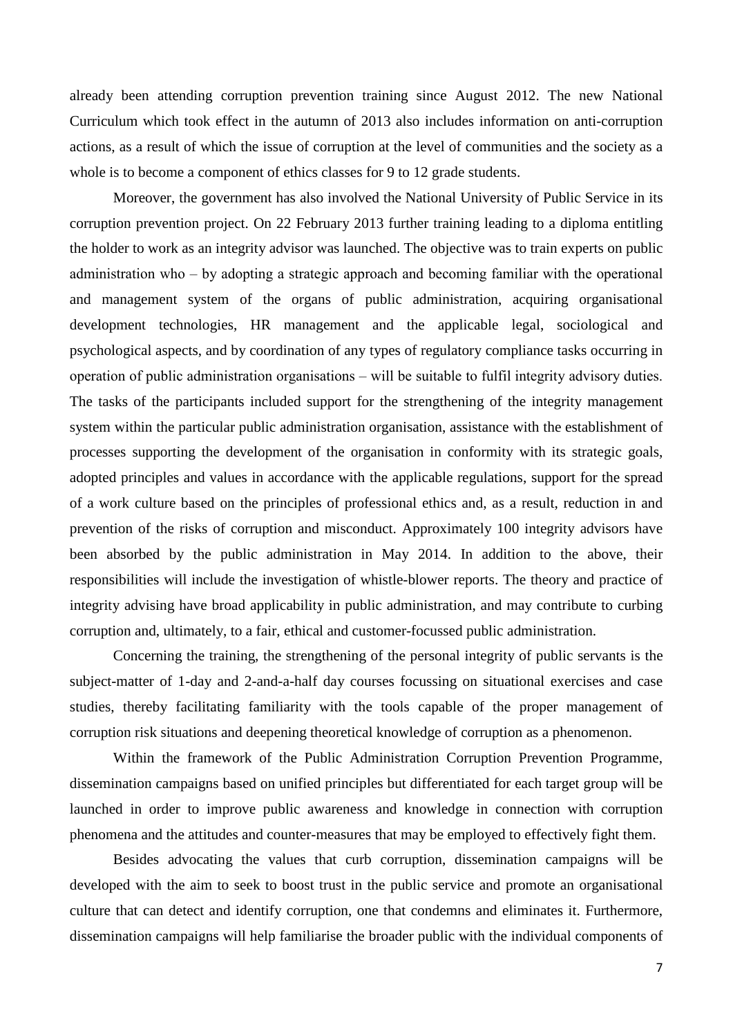already been attending corruption prevention training since August 2012. The new National Curriculum which took effect in the autumn of 2013 also includes information on anti-corruption actions, as a result of which the issue of corruption at the level of communities and the society as a whole is to become a component of ethics classes for 9 to 12 grade students.

Moreover, the government has also involved the National University of Public Service in its corruption prevention project. On 22 February 2013 further training leading to a diploma entitling the holder to work as an integrity advisor was launched. The objective was to train experts on public administration who – by adopting a strategic approach and becoming familiar with the operational and management system of the organs of public administration, acquiring organisational development technologies, HR management and the applicable legal, sociological and psychological aspects, and by coordination of any types of regulatory compliance tasks occurring in operation of public administration organisations – will be suitable to fulfil integrity advisory duties. The tasks of the participants included support for the strengthening of the integrity management system within the particular public administration organisation, assistance with the establishment of processes supporting the development of the organisation in conformity with its strategic goals, adopted principles and values in accordance with the applicable regulations, support for the spread of a work culture based on the principles of professional ethics and, as a result, reduction in and prevention of the risks of corruption and misconduct. Approximately 100 integrity advisors have been absorbed by the public administration in May 2014. In addition to the above, their responsibilities will include the investigation of whistle-blower reports. The theory and practice of integrity advising have broad applicability in public administration, and may contribute to curbing corruption and, ultimately, to a fair, ethical and customer-focussed public administration.

Concerning the training, the strengthening of the personal integrity of public servants is the subject-matter of 1-day and 2-and-a-half day courses focussing on situational exercises and case studies, thereby facilitating familiarity with the tools capable of the proper management of corruption risk situations and deepening theoretical knowledge of corruption as a phenomenon.

Within the framework of the Public Administration Corruption Prevention Programme, dissemination campaigns based on unified principles but differentiated for each target group will be launched in order to improve public awareness and knowledge in connection with corruption phenomena and the attitudes and counter-measures that may be employed to effectively fight them.

Besides advocating the values that curb corruption, dissemination campaigns will be developed with the aim to seek to boost trust in the public service and promote an organisational culture that can detect and identify corruption, one that condemns and eliminates it. Furthermore, dissemination campaigns will help familiarise the broader public with the individual components of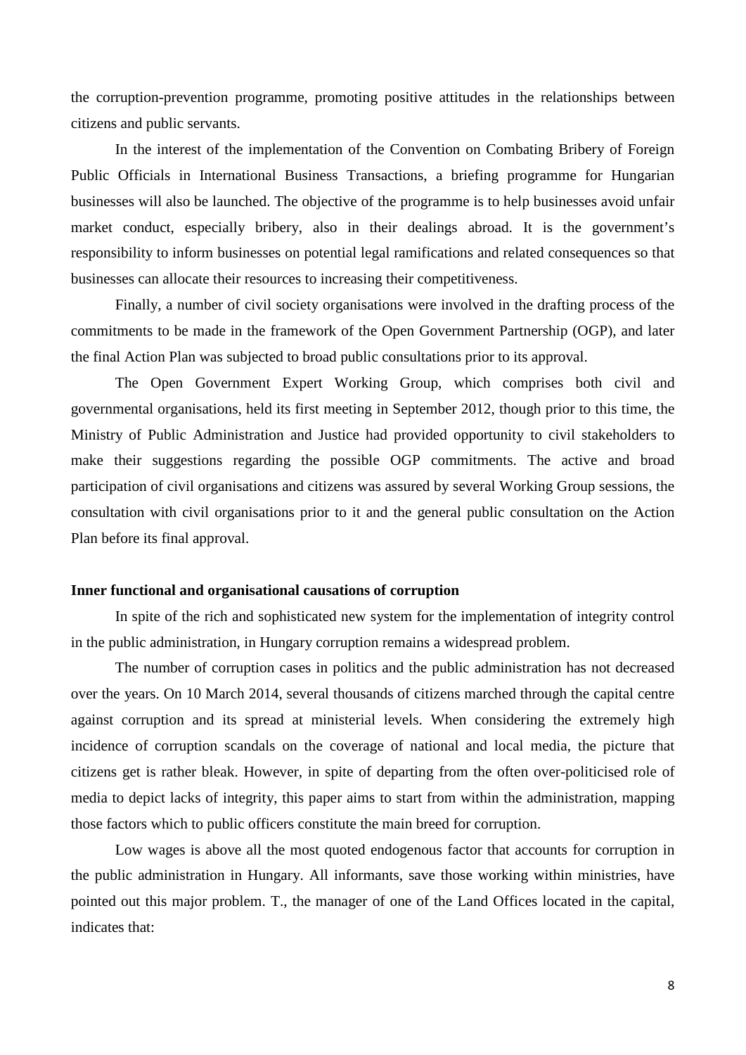the corruption-prevention programme, promoting positive attitudes in the relationships between citizens and public servants.

In the interest of the implementation of the Convention on Combating Bribery of Foreign Public Officials in International Business Transactions, a briefing programme for Hungarian businesses will also be launched. The objective of the programme is to help businesses avoid unfair market conduct, especially bribery, also in their dealings abroad. It is the government's responsibility to inform businesses on potential legal ramifications and related consequences so that businesses can allocate their resources to increasing their competitiveness.

Finally, a number of civil society organisations were involved in the drafting process of the commitments to be made in the framework of the Open Government Partnership (OGP), and later the final Action Plan was subjected to broad public consultations prior to its approval.

The Open Government Expert Working Group, which comprises both civil and governmental organisations, held its first meeting in September 2012, though prior to this time, the Ministry of Public Administration and Justice had provided opportunity to civil stakeholders to make their suggestions regarding the possible OGP commitments. The active and broad participation of civil organisations and citizens was assured by several Working Group sessions, the consultation with civil organisations prior to it and the general public consultation on the Action Plan before its final approval.

**Inner functional and organisational causations of corruption**

In spite of the rich and sophisticated new system for the implementation of integrity control in the public administration, in Hungary corruption remains a widespread problem.

The number of corruption cases in politics and the public administration has not decreased over the years. On 10 March 2014, several thousands of citizens marched through the capital centre against corruption and its spread at ministerial levels. When considering the extremely high incidence of corruption scandals on the coverage of national and local media, the picture that citizens get is rather bleak. However, in spite of departing from the often over-politicised role of media to depict lacks of integrity, this paper aims to start from within the administration, mapping those factors which to public officers constitute the main breed for corruption.

Low wages is above all the most quoted endogenous factor that accounts for corruption in the public administration in Hungary. All informants, save those working within ministries, have pointed out this major problem. T., the manager of one of the Land Offices located in the capital, indicates that: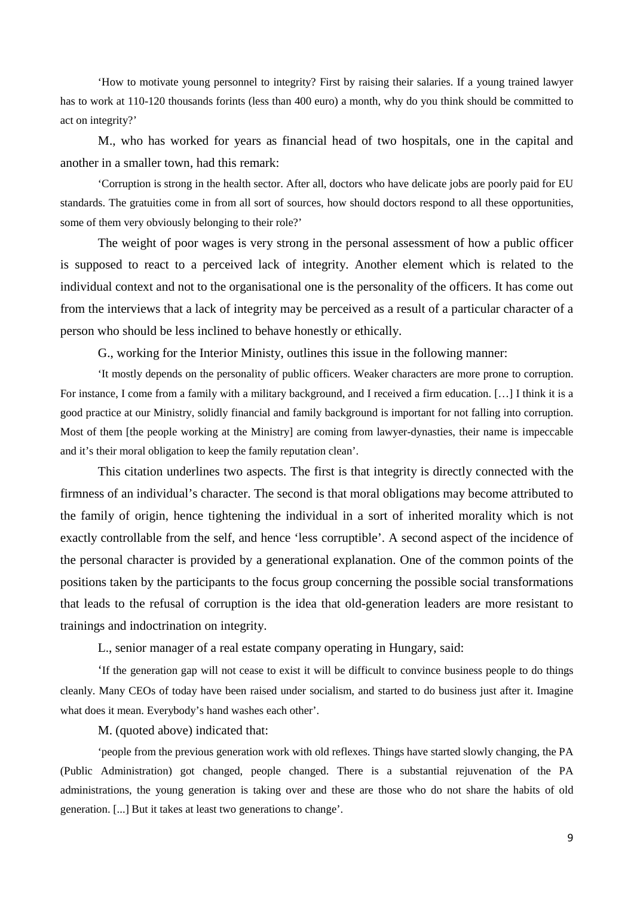> 'How to motivate young personnel to integrity? First by raising their salaries. If a young trained lawyer has to work at 110-120 thousands forints (less than 400 euro) a month, why do you think should be committed to act on integrity?'

M., who has worked for years as financial head of two hospitals, one in the capital and another in a smaller town, had this remark:

> 'Corruption is strong in the health sector. After all, doctors who have delicate jobs are poorly paid for EU standards. The gratuities come in from all sort of sources, how should doctors respond to all these opportunities, some of them very obviously belonging to their role?'

The weight of poor wages is very strong in the personal assessment of how a public officer is supposed to react to a perceived lack of integrity. Another element which is related to the individual context and not to the organisational one is the personality of the officers. It has come out from the interviews that a lack of integrity may be perceived as a result of a particular character of a person who should be less inclined to behave honestly or ethically.

G., working for the Interior Ministy, outlines this issue in the following manner:

> 'It mostly depends on the personality of public officers. Weaker characters are more prone to corruption. For instance, I come from a family with a military background, and I received a firm education. […] I think it is a good practice at our Ministry, solidly financial and family background is important for not falling into corruption. Most of them [the people working at the Ministry] are coming from lawyer-dynasties, their name is impeccable and it's their moral obligation to keep the family reputation clean'.

This citation underlines two aspects. The first is that integrity is directly connected with the firmness of an individual's character. The second is that moral obligations may become attributed to the family of origin, hence tightening the individual in a sort of inherited morality which is not exactly controllable from the self, and hence 'less corruptible'. A second aspect of the incidence of the personal character is provided by a generational explanation. One of the common points of the positions taken by the participants to the focus group concerning the possible social transformations that leads to the refusal of corruption is the idea that old-generation leaders are more resistant to trainings and indoctrination on integrity.

L., senior manager of a real estate company operating in Hungary, said:

> 'If the generation gap will not cease to exist it will be difficult to convince business people to do things cleanly. Many CEOs of today have been raised under socialism, and started to do business just after it. Imagine what does it mean. Everybody's hand washes each other'.

M. (quoted above) indicated that:

> 'people from the previous generation work with old reflexes. Things have started slowly changing, the PA (Public Administration) got changed, people changed. There is a substantial rejuvenation of the PA administrations, the young generation is taking over and these are those who do not share the habits of old generation. [...] But it takes at least two generations to change'.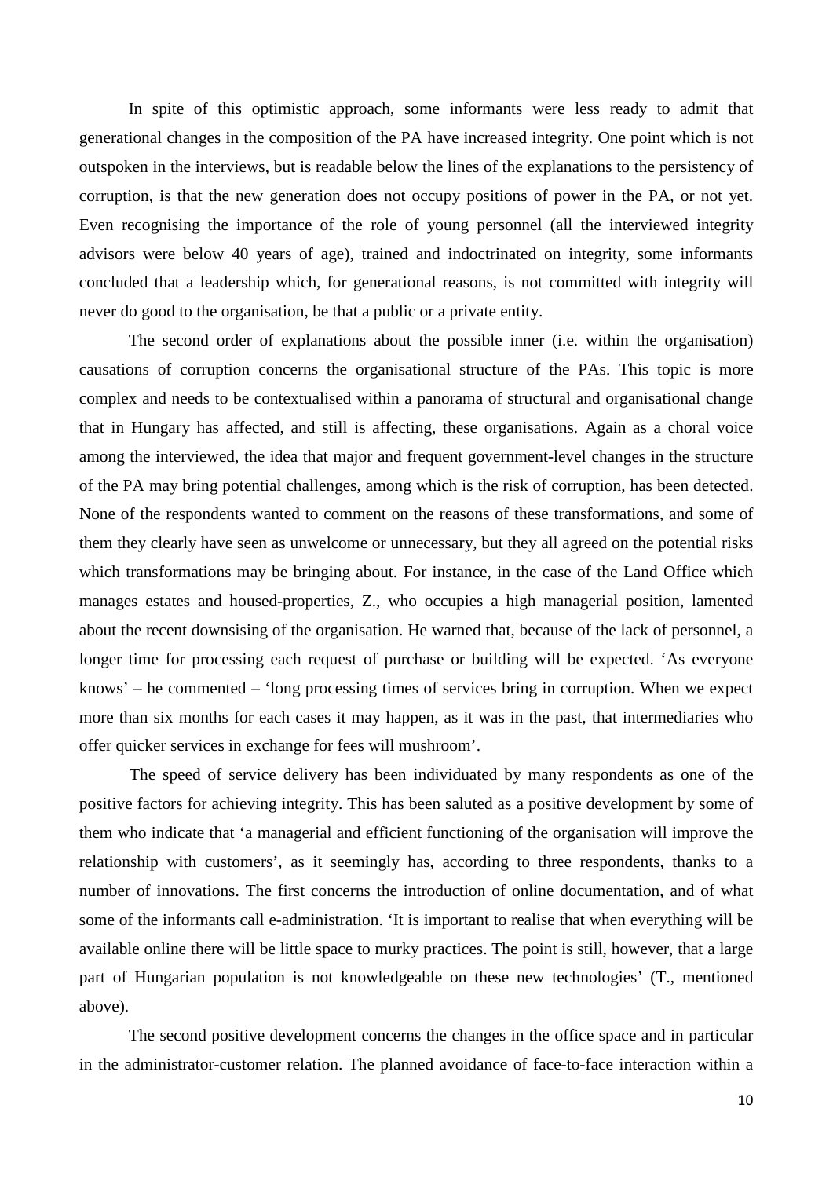In spite of this optimistic approach, some informants were less ready to admit that generational changes in the composition of the PA have increased integrity. One point which is not outspoken in the interviews, but is readable below the lines of the explanations to the persistency of corruption, is that the new generation does not occupy positions of power in the PA, or not yet. Even recognising the importance of the role of young personnel (all the interviewed integrity advisors were below 40 years of age), trained and indoctrinated on integrity, some informants concluded that a leadership which, for generational reasons, is not committed with integrity will never do good to the organisation, be that a public or a private entity.

The second order of explanations about the possible inner (i.e. within the organisation) causations of corruption concerns the organisational structure of the PAs. This topic is more complex and needs to be contextualised within a panorama of structural and organisational change that in Hungary has affected, and still is affecting, these organisations. Again as a choral voice among the interviewed, the idea that major and frequent government-level changes in the structure of the PA may bring potential challenges, among which is the risk of corruption, has been detected. None of the respondents wanted to comment on the reasons of these transformations, and some of them they clearly have seen as unwelcome or unnecessary, but they all agreed on the potential risks which transformations may be bringing about. For instance, in the case of the Land Office which manages estates and housed-properties, Z., who occupies a high managerial position, lamented about the recent downsising of the organisation. He warned that, because of the lack of personnel, a longer time for processing each request of purchase or building will be expected. 'As everyone knows' – he commented – 'long processing times of services bring in corruption. When we expect more than six months for each cases it may happen, as it was in the past, that intermediaries who offer quicker services in exchange for fees will mushroom'.

The speed of service delivery has been individuated by many respondents as one of the positive factors for achieving integrity. This has been saluted as a positive development by some of them who indicate that 'a managerial and efficient functioning of the organisation will improve the relationship with customers', as it seemingly has, according to three respondents, thanks to a number of innovations. The first concerns the introduction of online documentation, and of what some of the informants call e-administration. 'It is important to realise that when everything will be available online there will be little space to murky practices. The point is still, however, that a large part of Hungarian population is not knowledgeable on these new technologies' (T., mentioned above).

The second positive development concerns the changes in the office space and in particular in the administrator-customer relation. The planned avoidance of face-to-face interaction within a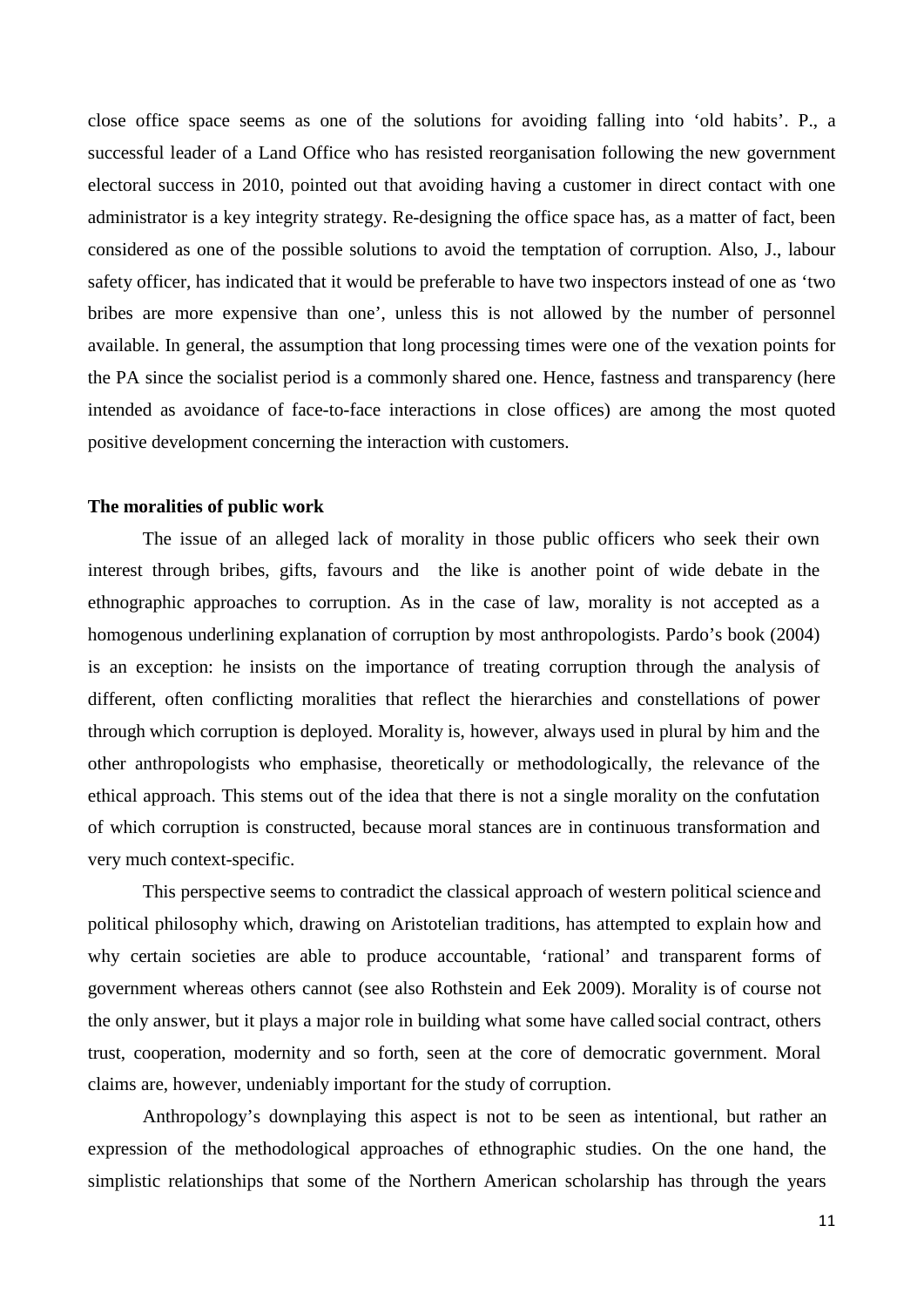close office space seems as one of the solutions for avoiding falling into 'old habits'. P., a successful leader of a Land Office who has resisted reorganisation following the new government electoral success in 2010, pointed out that avoiding having a customer in direct contact with one administrator is a key integrity strategy. Re-designing the office space has, as a matter of fact, been considered as one of the possible solutions to avoid the temptation of corruption. Also, J., labour safety officer, has indicated that it would be preferable to have two inspectors instead of one as 'two bribes are more expensive than one', unless this is not allowed by the number of personnel available. In general, the assumption that long processing times were one of the vexation points for the PA since the socialist period is a commonly shared one. Hence, fastness and transparency (here intended as avoidance of face-to-face interactions in close offices) are among the most quoted positive development concerning the interaction with customers.

**The moralities of public work**

The issue of an alleged lack of morality in those public officers who seek their own interest through bribes, gifts, favours and the like is another point of wide debate in the ethnographic approaches to corruption. As in the case of law, morality is not accepted as a homogenous underlining explanation of corruption by most anthropologists. Pardo's book (2004) is an exception: he insists on the importance of treating corruption through the analysis of different, often conflicting moralities that reflect the hierarchies and constellations of power through which corruption is deployed. Morality is, however, always used in plural by him and the other anthropologists who emphasise, theoretically or methodologically, the relevance of the ethical approach. This stems out of the idea that there is not a single morality on the confutation of which corruption is constructed, because moral stances are in continuous transformation and very much context-specific.

This perspective seems to contradict the classical approach of western political science and political philosophy which, drawing on Aristotelian traditions, has attempted to explain how and why certain societies are able to produce accountable, 'rational' and transparent forms of government whereas others cannot (see also Rothstein and Eek 2009). Morality is of course not the only answer, but it plays a major role in building what some have called social contract, others trust, cooperation, modernity and so forth, seen at the core of democratic government. Moral claims are, however, undeniably important for the study of corruption.

Anthropology's downplaying this aspect is not to be seen as intentional, but rather an expression of the methodological approaches of ethnographic studies. On the one hand, the simplistic relationships that some of the Northern American scholarship has through the years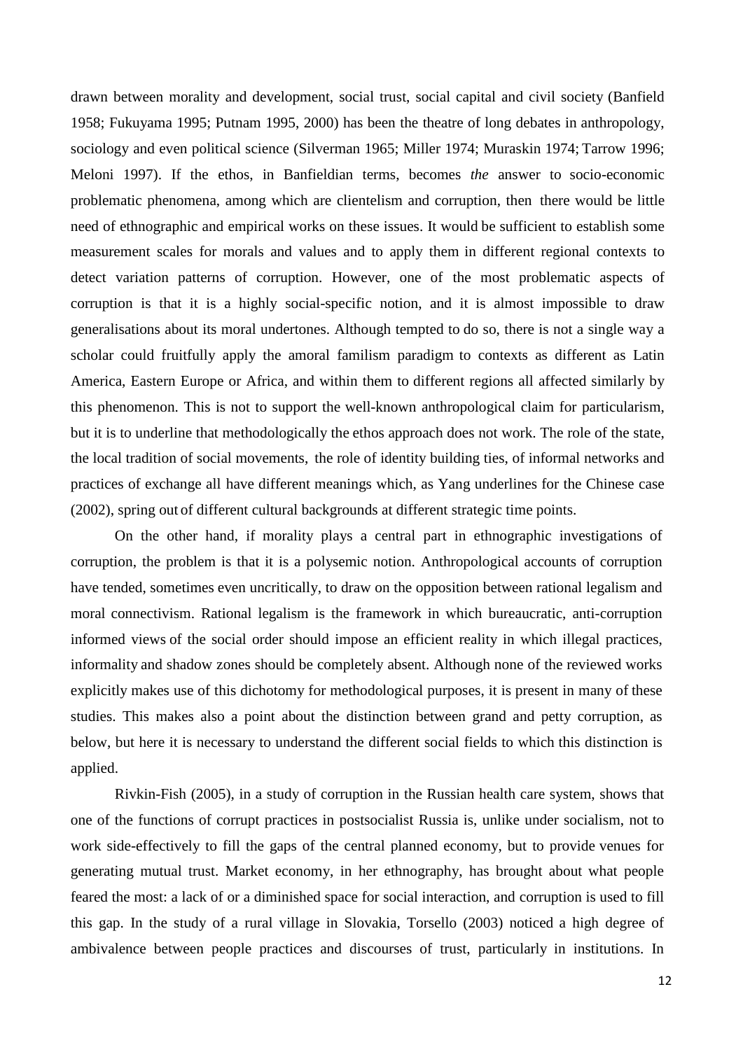drawn between morality and development, social trust, social capital and civil society (Banfield 1958; Fukuyama 1995; Putnam 1995, 2000) has been the theatre of long debates in anthropology, sociology and even political science (Silverman 1965; Miller 1974; Muraskin 1974; Tarrow 1996; Meloni 1997). If the ethos, in Banfieldian terms, becomes *the* answer to socio-economic problematic phenomena, among which are clientelism and corruption, then there would be little need of ethnographic and empirical works on these issues. It would be sufficient to establish some measurement scales for morals and values and to apply them in different regional contexts to detect variation patterns of corruption. However, one of the most problematic aspects of corruption is that it is a highly social-specific notion, and it is almost impossible to draw generalisations about its moral undertones. Although tempted to do so, there is not a single way a scholar could fruitfully apply the amoral familism paradigm to contexts as different as Latin America, Eastern Europe or Africa, and within them to different regions all affected similarly by this phenomenon. This is not to support the well-known anthropological claim for particularism, but it is to underline that methodologically the ethos approach does not work. The role of the state, the local tradition of social movements, the role of identity building ties, of informal networks and practices of exchange all have different meanings which, as Yang underlines for the Chinese case (2002), spring out of different cultural backgrounds at different strategic time points.

On the other hand, if morality plays a central part in ethnographic investigations of corruption, the problem is that it is a polysemic notion. Anthropological accounts of corruption have tended, sometimes even uncritically, to draw on the opposition between rational legalism and moral connectivism. Rational legalism is the framework in which bureaucratic, anti-corruption informed views of the social order should impose an efficient reality in which illegal practices, informality and shadow zones should be completely absent. Although none of the reviewed works explicitly makes use of this dichotomy for methodological purposes, it is present in many of these studies. This makes also a point about the distinction between grand and petty corruption, as below, but here it is necessary to understand the different social fields to which this distinction is applied.

Rivkin-Fish (2005), in a study of corruption in the Russian health care system, shows that one of the functions of corrupt practices in postsocialist Russia is, unlike under socialism, not to work side-effectively to fill the gaps of the central planned economy, but to provide venues for generating mutual trust. Market economy, in her ethnography, has brought about what people feared the most: a lack of or a diminished space for social interaction, and corruption is used to fill this gap. In the study of a rural village in Slovakia, Torsello (2003) noticed a high degree of ambivalence between people practices and discourses of trust, particularly in institutions. In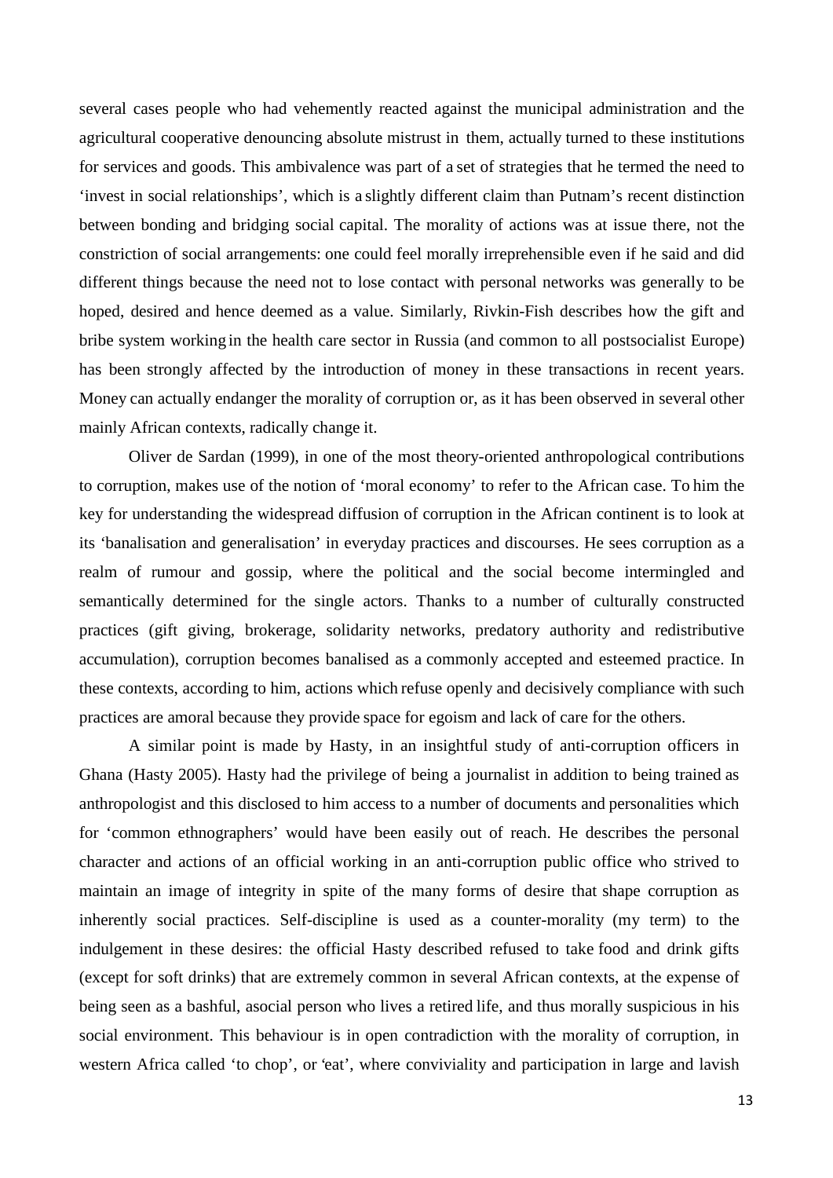several cases people who had vehemently reacted against the municipal administration and the agricultural cooperative denouncing absolute mistrust in them, actually turned to these institutions for services and goods. This ambivalence was part of a set of strategies that he termed the need to 'invest in social relationships', which is a slightly different claim than Putnam's recent distinction between bonding and bridging social capital. The morality of actions was at issue there, not the constriction of social arrangements: one could feel morally irreprehensible even if he said and did different things because the need not to lose contact with personal networks was generally to be hoped, desired and hence deemed as a value. Similarly, Rivkin-Fish describes how the gift and bribe system working in the health care sector in Russia (and common to all postsocialist Europe) has been strongly affected by the introduction of money in these transactions in recent years. Money can actually endanger the morality of corruption or, as it has been observed in several other mainly African contexts, radically change it.

Oliver de Sardan (1999), in one of the most theory-orientated anthropological contributions to corruption, makes use of the notion of 'moral economy' to refer to the African case. To him the key for understanding the widespread diffusion of corruption in the African continent is to look at its 'banalisation and generalisation' in everyday practices and discourses. He sees corruption as a realm of rumour and gossip, where the political and the social become intermingled and semantically determined for the single actors. Thanks to a number of culturally constructed practices (gift giving, brokerage, solidarity networks, predatory authority and redistributive accumulation), corruption becomes banalised as a commonly accepted and esteemed practice. In these contexts, according to him, actions which refuse openly and decisively compliance with such practices are amoral because they provide space for egoism and lack of care for the others.

A similar point is made by Hasty, in an insightful study of anti-corruption officers in Ghana (Hasty 2005). Hasty had the privilege of being a journalist in addition to being trained as anthropologist and this disclosed to him access to a number of documents and personalities which for 'common ethnographers' would have been easily out of reach. He describes the personal character and actions of an official working in an anti-corruption public office who strived to maintain an image of integrity in spite of the many forms of desire that shape corruption as inherently social practices. Self-discipline is used as a counter-morality (my term) to the indulgement in these desires: the official Hasty described refused to take food and drink gifts (except for soft drinks) that are extremely common in several African contexts, at the expense of being seen as a bashful, asocial person who lives a retired life, and thus morally suspicious in his social environment. This behaviour is in open contradiction with the morality of corruption, in western Africa called 'to chop', or 'eat', where conviviality and participation in large and lavish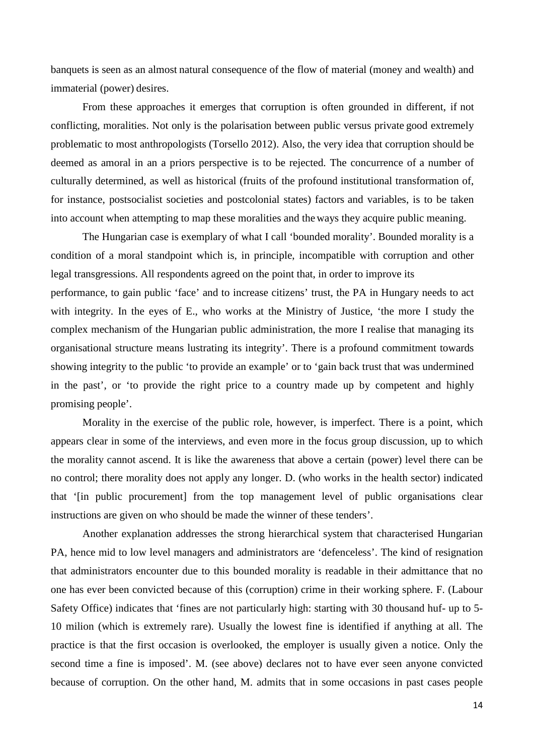banquets is seen as an almost natural consequence of the flow of material (money and wealth) and immaterial (power) desires.

From these approaches it emerges that corruption is often grounded in different, if not conflicting, moralities. Not only is the polarisation between public versus private good extremely problematic to most anthropologists (Torsello 2012). Also, the very idea that corruption should be deemed as amoral in an a priors perspective is to be rejected. The concurrence of a number of culturally determined, as well as historical (fruits of the profound institutional transformation of, for instance, postsocialist societies and postcolonial states) factors and variables, is to be taken into account when attempting to map these moralities and the ways they acquire public meaning.

The Hungarian case is exemplary of what I call 'bounded morality'. Bounded morality is a condition of a moral standpoint which is, in principle, incompatible with corruption and other legal transgressions. All respondents agreed on the point that, in order to improve its performance, to gain public 'face' and to increase citizens' trust, the PA in Hungary needs to act with integrity. In the eyes of E., who works at the Ministry of Justice, 'the more I study the complex mechanism of the Hungarian public administration, the more I realise that managing its organisational structure means lustrating its integrity'. There is a profound commitment towards showing integrity to the public 'to provide an example' or to 'gain back trust that was undermined in the past', or 'to provide the right price to a country made up by competent and highly promising people'.

Morality in the exercise of the public role, however, is imperfect. There is a point, which appears clear in some of the interviews, and even more in the focus group discussion, up to which the morality cannot ascend. It is like the awareness that above a certain (power) level there can be no control; there morality does not apply any longer. D. (who works in the health sector) indicated that '[in public procurement] from the top management level of public organisations clear instructions are given on who should be made the winner of these tenders'.

Another explanation addresses the strong hierarchical system that characterised Hungarian PA, hence mid to low level managers and administrators are 'defenceless'. The kind of resignation that administrators encounter due to this bounded morality is readable in their admittance that no one has ever been convicted because of this (corruption) crime in their working sphere. F. (Labour Safety Office) indicates that 'fines are not particularly high: starting with 30 thousand huf- up to 5-10 milion (which is extremely rare). Usually the lowest fine is identified if anything at all. The practice is that the first occasion is overlooked, the employer is usually given a notice. Only the second time a fine is imposed'. M. (see above) declares not to have ever seen anyone convicted because of corruption. On the other hand, M. admits that in some occasions in past cases people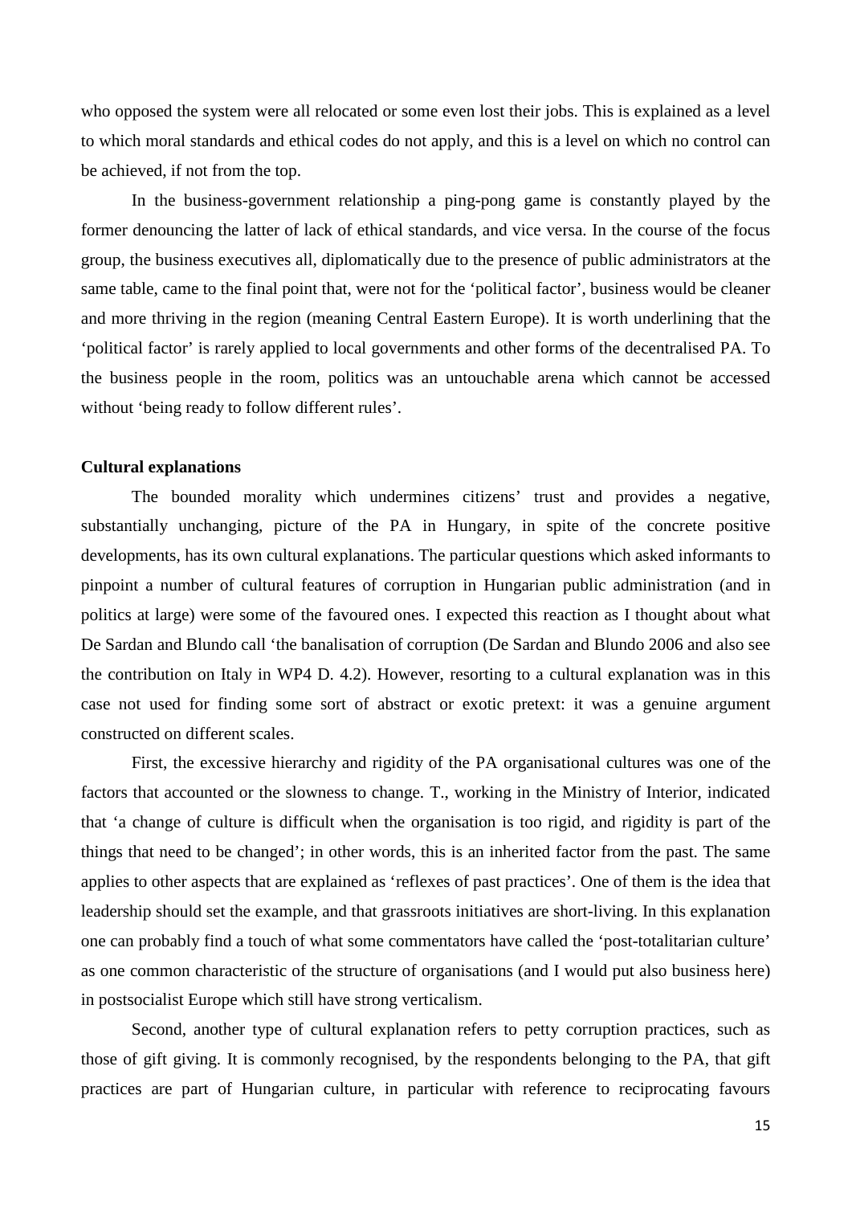who opposed the system were all relocated or some even lost their jobs. This is explained as a level to which moral standards and ethical codes do not apply, and this is a level on which no control can be achieved, if not from the top.

In the business-government relationship a ping-pong game is constantly played by the former denouncing the latter of lack of ethical standards, and vice versa. In the course of the focus group, the business executives all, diplomatically due to the presence of public administrators at the same table, came to the final point that, were not for the 'political factor', business would be cleaner and more thriving in the region (meaning Central Eastern Europe). It is worth underlining that the 'political factor' is rarely applied to local governments and other forms of the decentralised PA. To the business people in the room, politics was an untouchable arena which cannot be accessed without 'being ready to follow different rules'.

**Cultural explanations**

The bounded morality which undermines citizens' trust and provides a negative, substantially unchanging, picture of the PA in Hungary, in spite of the concrete positive developments, has its own cultural explanations. The particular questions which asked informants to pinpoint a number of cultural features of corruption in Hungarian public administration (and in politics at large) were some of the favoured ones. I expected this reaction as I thought about what De Sardan and Blundo call 'the banalisation of corruption (De Sardan and Blundo 2006 and also see the contribution on Italy in WP4 D. 4.2). However, resorting to a cultural explanation was in this case not used for finding some sort of abstract or exotic pretext: it was a genuine argument constructed on different scales.

First, the excessive hierarchy and rigidity of the PA organisational cultures was one of the factors that accounted or the slowness to change. T., working in the Ministry of Interior, indicated that 'a change of culture is difficult when the organisation is too rigid, and rigidity is part of the things that need to be changed'; in other words, this is an inherited factor from the past. The same applies to other aspects that are explained as 'reflexes of past practices'. One of them is the idea that leadership should set the example, and that grassroots initiatives are short-living. In this explanation one can probably find a touch of what some commentators have called the 'post-totalitarian culture' as one common characteristic of the structure of organisations (and I would put also business here) in postsocialist Europe which still have strong verticalism.

Second, another type of cultural explanation refers to petty corruption practices, such as those of gift giving. It is commonly recognised, by the respondents belonging to the PA, that gift practices are part of Hungarian culture, in particular with reference to reciprocating favours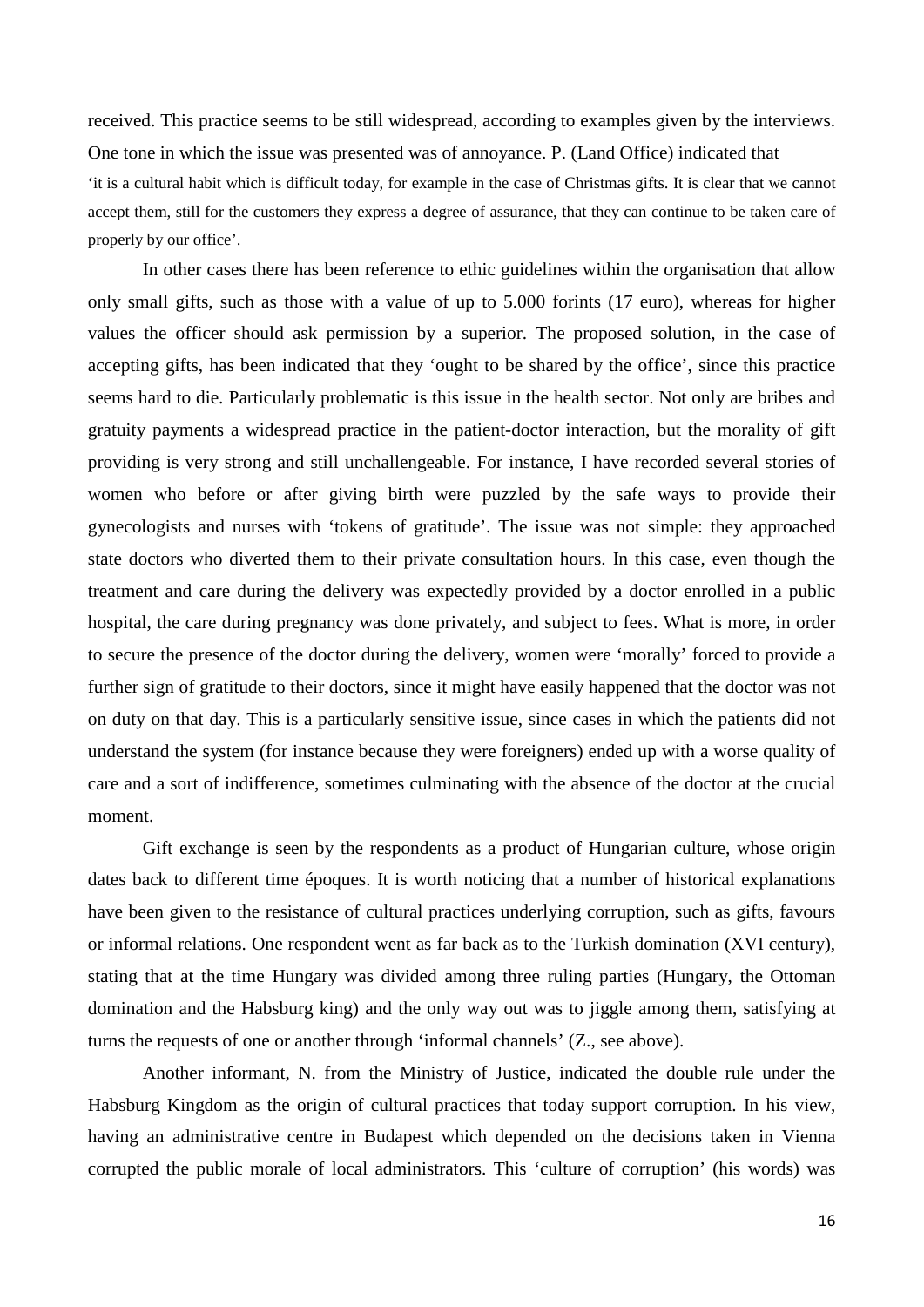received. This practice seems to be still widespread, according to examples given by the interviews. One tone in which the issue was presented was of annoyance. P. (Land Office) indicated that

'it is a cultural habit which is difficult today, for example in the case of Christmas gifts. It is clear that we cannot accept them, still for the customers they express a degree of assurance, that they can continue to be taken care of properly by our office'.

In other cases there has been reference to ethic guidelines within the organisation that allow only small gifts, such as those with a value of up to 5.000 forints (17 euro), whereas for higher values the officer should ask permission by a superior. The proposed solution, in the case of accepting gifts, has been indicated that they 'ought to be shared by the office', since this practice seems hard to die. Particularly problematic is this issue in the health sector. Not only are bribes and gratuity payments a widespread practice in the patient-doctor interaction, but the morality of gift providing is very strong and still unchallengeable. For instance, I have recorded several stories of women who before or after giving birth were puzzled by the safe ways to provide their gynecologists and nurses with 'tokens of gratitude'. The issue was not simple: they approached state doctors who diverted them to their private consultation hours. In this case, even though the treatment and care during the delivery was expectedly provided by a doctor enrolled in a public hospital, the care during pregnancy was done privately, and subject to fees. What is more, in order to secure the presence of the doctor during the delivery, women were 'morally' forced to provide a further sign of gratitude to their doctors, since it might have easily happened that the doctor was not on duty on that day. This is a particularly sensitive issue, since cases in which the patients did not understand the system (for instance because they were foreigners) ended up with a worse quality of care and a sort of indifference, sometimes culminating with the absence of the doctor at the crucial moment.

Gift exchange is seen by the respondents as a product of Hungarian culture, whose origin dates back to different time époques. It is worth noticing that a number of historical explanations have been given to the resistance of cultural practices underlying corruption, such as gifts, favours or informal relations. One respondent went as far back as to the Turkish domination (XVI century), stating that at the time Hungary was divided among three ruling parties (Hungary, the Ottoman domination and the Habsburg king) and the only way out was to jiggle among them, satisfying at turns the requests of one or another through 'informal channels' (Z., see above).

Another informant, N. from the Ministry of Justice, indicated the double rule under the Habsburg Kingdom as the origin of cultural practices that today support corruption. In his view, having an administrative centre in Budapest which depended on the decisions taken in Vienna corrupted the public morale of local administrators. This 'culture of corruption' (his words) was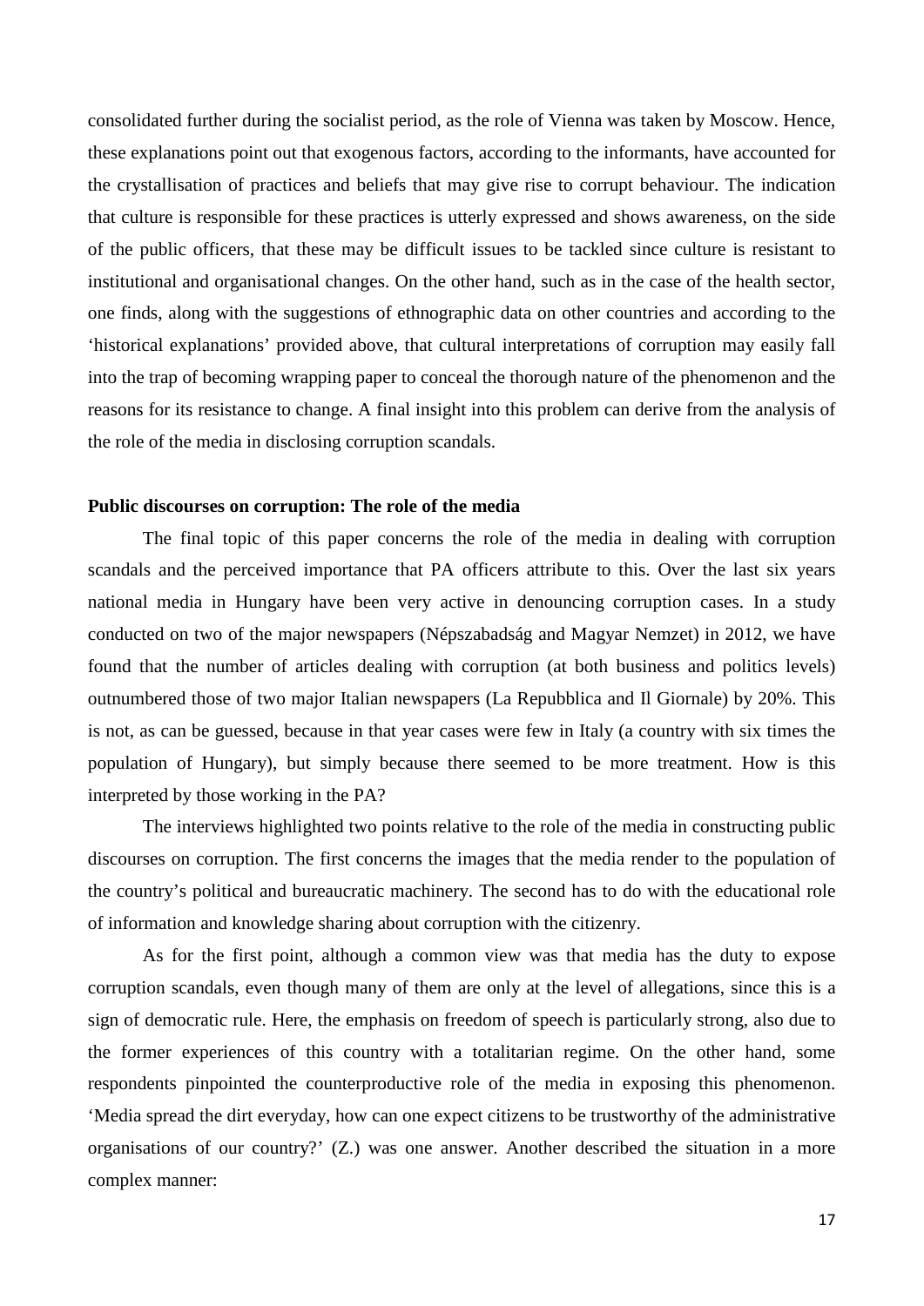consolidated further during the socialist period, as the role of Vienna was taken by Moscow. Hence, these explanations point out that exogenous factors, according to the informants, have accounted for the crystallisation of practices and beliefs that may give rise to corrupt behaviour. The indication that culture is responsible for these practices is utterly expressed and shows awareness, on the side of the public officers, that these may be difficult issues to be tackled since culture is resistant to institutional and organisational changes. On the other hand, such as in the case of the health sector, one finds, along with the suggestions of ethnographic data on other countries and according to the 'historical explanations' provided above, that cultural interpretations of corruption may easily fall into the trap of becoming wrapping paper to conceal the thorough nature of the phenomenon and the reasons for its resistance to change. A final insight into this problem can derive from the analysis of the role of the media in disclosing corruption scandals.

**Public discourses on corruption: The role of the media**

The final topic of this paper concerns the role of the media in dealing with corruption scandals and the perceived importance that PA officers attribute to this. Over the last six years national media in Hungary have been very active in denouncing corruption cases. In a study conducted on two of the major newspapers (Népszabadság and Magyar Nemzet) in 2012, we have found that the number of articles dealing with corruption (at both business and politics levels) outnumbered those of two major Italian newspapers (La Repubblica and Il Giornale) by 20%. This is not, as can be guessed, because in that year cases were few in Italy (a country with six times the population of Hungary), but simply because there seemed to be more treatment. How is this interpreted by those working in the PA?

The interviews highlighted two points relative to the role of the media in constructing public discourses on corruption. The first concerns the images that the media render to the population of the country's political and bureaucratic machinery. The second has to do with the educational role of information and knowledge sharing about corruption with the citizenry.

As for the first point, although a common view was that media has the duty to expose corruption scandals, even though many of them are only at the level of allegations, since this is a sign of democratic rule. Here, the emphasis on freedom of speech is particularly strong, also due to the former experiences of this country with a totalitarian regime. On the other hand, some respondents pinpointed the counterproductive role of the media in exposing this phenomenon. 'Media spread the dirt everyday, how can one expect citizens to be trustworthy of the administrative organisations of our country?' (Z.) was one answer. Another described the situation in a more complex manner: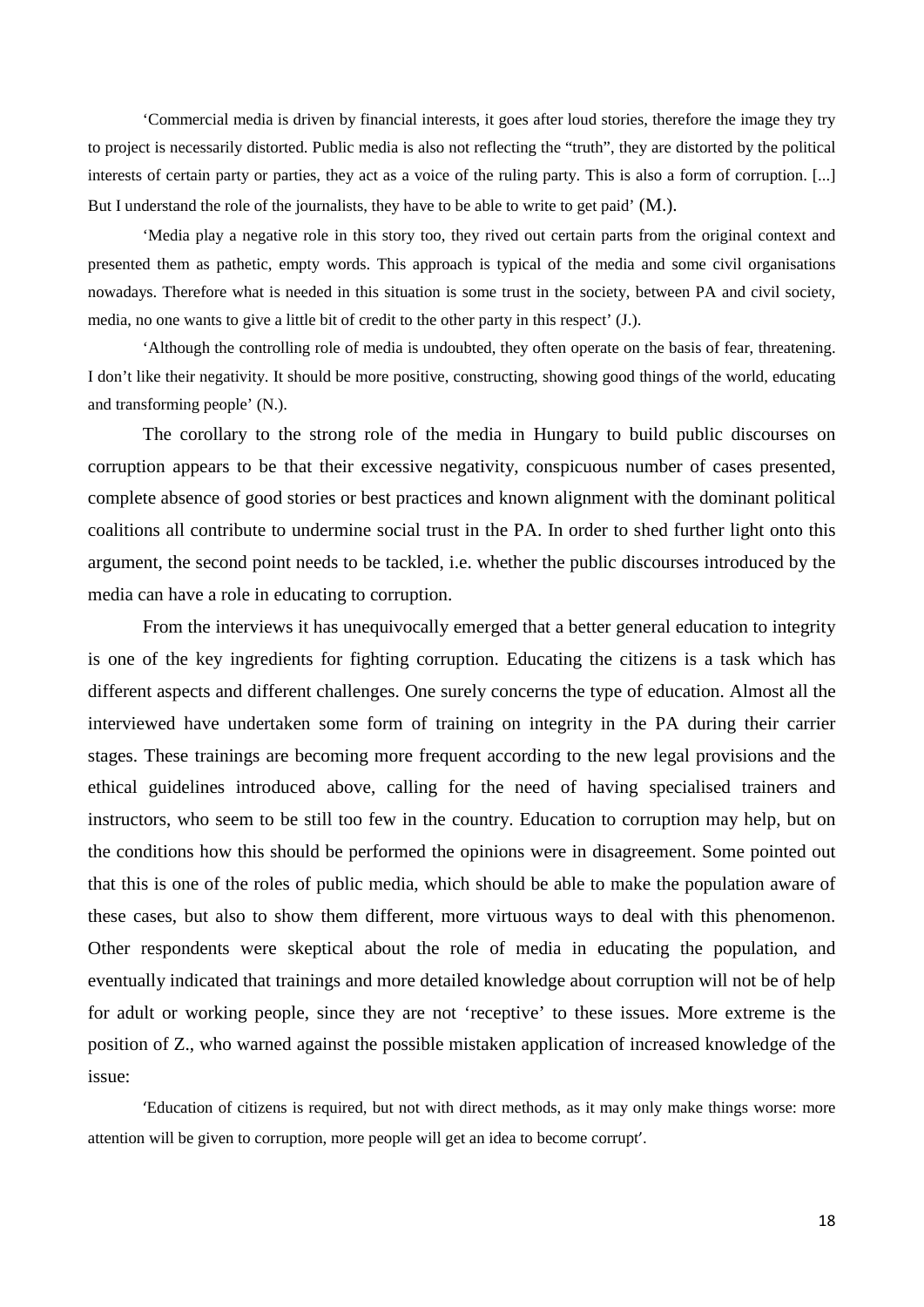> ‘Commercial media is driven by financial interests, it goes after loud stories, therefore the image they try to project is necessarily distorted. Public media is also not reflecting the “truth”, they are distorted by the political interests of certain party or parties, they act as a voice of the ruling party. This is also a form of corruption. [...] But I understand the role of the journalists, they have to be able to write to get paid’ (M.).

> ‘Media play a negative role in this story too, they rived out certain parts from the original context and presented them as pathetic, empty words. This approach is typical of the media and some civil organisations nowadays. Therefore what is needed in this situation is some trust in the society, between PA and civil society, media, no one wants to give a little bit of credit to the other party in this respect’ (J.).

> ‘Although the controlling role of media is undoubted, they often operate on the basis of fear, threatening. I don’t like their negativity. It should be more positive, constructing, showing good things of the world, educating and transforming people’ (N.).

The corollary to the strong role of the media in Hungary to build public discourses on corruption appears to be that their excessive negativity, conspicuous number of cases presented, complete absence of good stories or best practices and known alignment with the dominant political coalitions all contribute to undermine social trust in the PA. In order to shed further light onto this argument, the second point needs to be tackled, i.e. whether the public discourses introduced by the media can have a role in educating to corruption.

From the interviews it has unequivocally emerged that a better general education to integrity is one of the key ingredients for fighting corruption. Educating the citizens is a task which has different aspects and different challenges. One surely concerns the type of education. Almost all the interviewed have undertaken some form of training on integrity in the PA during their carrier stages. These trainings are becoming more frequent according to the new legal provisions and the ethical guidelines introduced above, calling for the need of having specialised trainers and instructors, who seem to be still too few in the country. Education to corruption may help, but on the conditions how this should be performed the opinions were in disagreement. Some pointed out that this is one of the roles of public media, which should be able to make the population aware of these cases, but also to show them different, more virtuous ways to deal with this phenomenon. Other respondents were skeptical about the role of media in educating the population, and eventually indicated that trainings and more detailed knowledge about corruption will not be of help for adult or working people, since they are not ‘receptive’ to these issues. More extreme is the position of Z., who warned against the possible mistaken application of increased knowledge of the issue:

> ′Education of citizens is required, but not with direct methods, as it may only make things worse: more attention will be given to corruption, more people will get an idea to become corrupt′.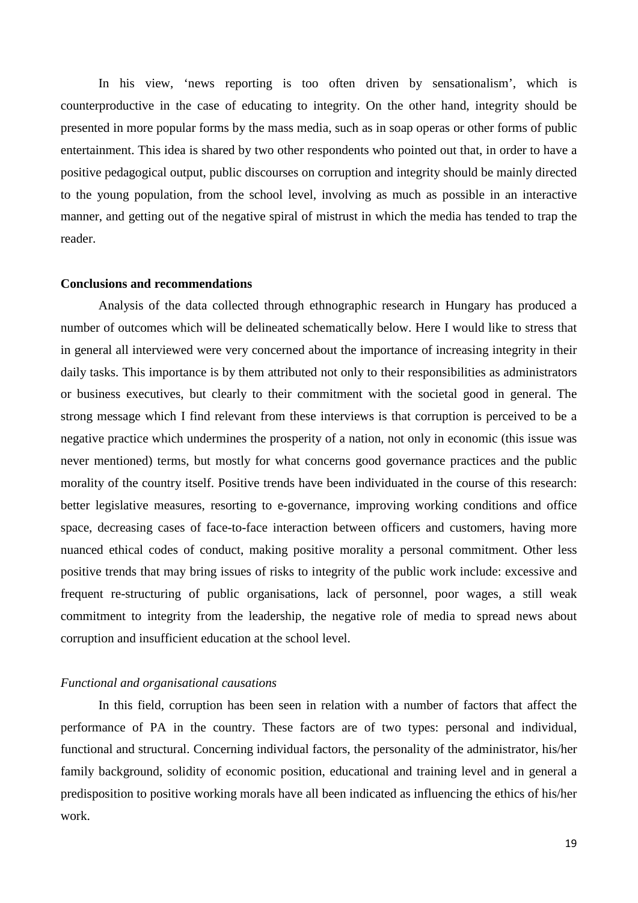In his view, 'news reporting is too often driven by sensationalism', which is counterproductive in the case of educating to integrity. On the other hand, integrity should be presented in more popular forms by the mass media, such as in soap operas or other forms of public entertainment. This idea is shared by two other respondents who pointed out that, in order to have a positive pedagogical output, public discourses on corruption and integrity should be mainly directed to the young population, from the school level, involving as much as possible in an interactive manner, and getting out of the negative spiral of mistrust in which the media has tended to trap the reader.

**Conclusions and recommendations**

Analysis of the data collected through ethnographic research in Hungary has produced a number of outcomes which will be delineated schematically below. Here I would like to stress that in general all interviewed were very concerned about the importance of increasing integrity in their daily tasks. This importance is by them attributed not only to their responsibilities as administrators or business executives, but clearly to their commitment with the societal good in general. The strong message which I find relevant from these interviews is that corruption is perceived to be a negative practice which undermines the prosperity of a nation, not only in economic (this issue was never mentioned) terms, but mostly for what concerns good governance practices and the public morality of the country itself. Positive trends have been individuated in the course of this research: better legislative measures, resorting to e-governance, improving working conditions and office space, decreasing cases of face-to-face interaction between officers and customers, having more nuanced ethical codes of conduct, making positive morality a personal commitment. Other less positive trends that may bring issues of risks to integrity of the public work include: excessive and frequent re-structuring of public organisations, lack of personnel, poor wages, a still weak commitment to integrity from the leadership, the negative role of media to spread news about corruption and insufficient education at the school level.

*Functional and organisational causations*

In this field, corruption has been seen in relation with a number of factors that affect the performance of PA in the country. These factors are of two types: personal and individual, functional and structural. Concerning individual factors, the personality of the administrator, his/her family background, solidity of economic position, educational and training level and in general a predisposition to positive working morals have all been indicated as influencing the ethics of his/her work.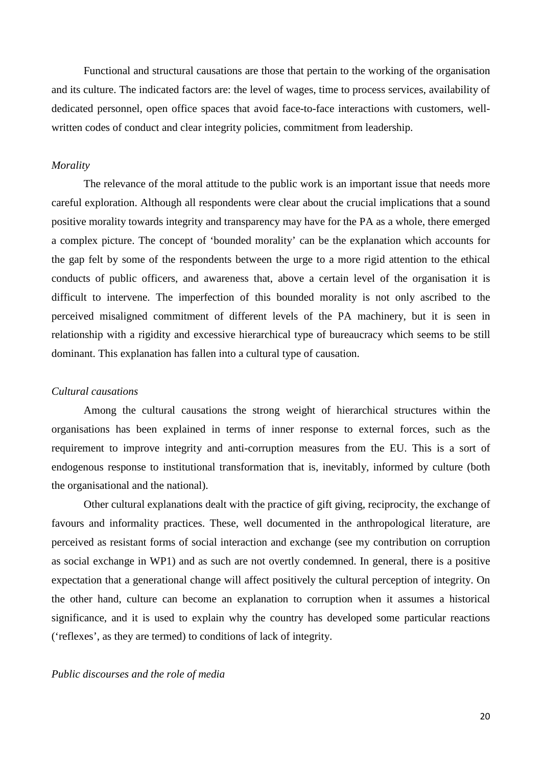Functional and structural causations are those that pertain to the working of the organisation and its culture. The indicated factors are: the level of wages, time to process services, availability of dedicated personnel, open office spaces that avoid face-to-face interactions with customers, well-written codes of conduct and clear integrity policies, commitment from leadership.

*Morality*

The relevance of the moral attitude to the public work is an important issue that needs more careful exploration. Although all respondents were clear about the crucial implications that a sound positive morality towards integrity and transparency may have for the PA as a whole, there emerged a complex picture. The concept of 'bounded morality' can be the explanation which accounts for the gap felt by some of the respondents between the urge to a more rigid attention to the ethical conducts of public officers, and awareness that, above a certain level of the organisation it is difficult to intervene. The imperfection of this bounded morality is not only ascribed to the perceived misaligned commitment of different levels of the PA machinery, but it is seen in relationship with a rigidity and excessive hierarchical type of bureaucracy which seems to be still dominant. This explanation has fallen into a cultural type of causation.

*Cultural causations*

Among the cultural causations the strong weight of hierarchical structures within the organisations has been explained in terms of inner response to external forces, such as the requirement to improve integrity and anti-corruption measures from the EU. This is a sort of endogenous response to institutional transformation that is, inevitably, informed by culture (both the organisational and the national).

Other cultural explanations dealt with the practice of gift giving, reciprocity, the exchange of favours and informality practices. These, well documented in the anthropological literature, are perceived as resistant forms of social interaction and exchange (see my contribution on corruption as social exchange in WP1) and as such are not overtly condemned. In general, there is a positive expectation that a generational change will affect positively the cultural perception of integrity. On the other hand, culture can become an explanation to corruption when it assumes a historical significance, and it is used to explain why the country has developed some particular reactions ('reflexes', as they are termed) to conditions of lack of integrity.

*Public discourses and the role of media*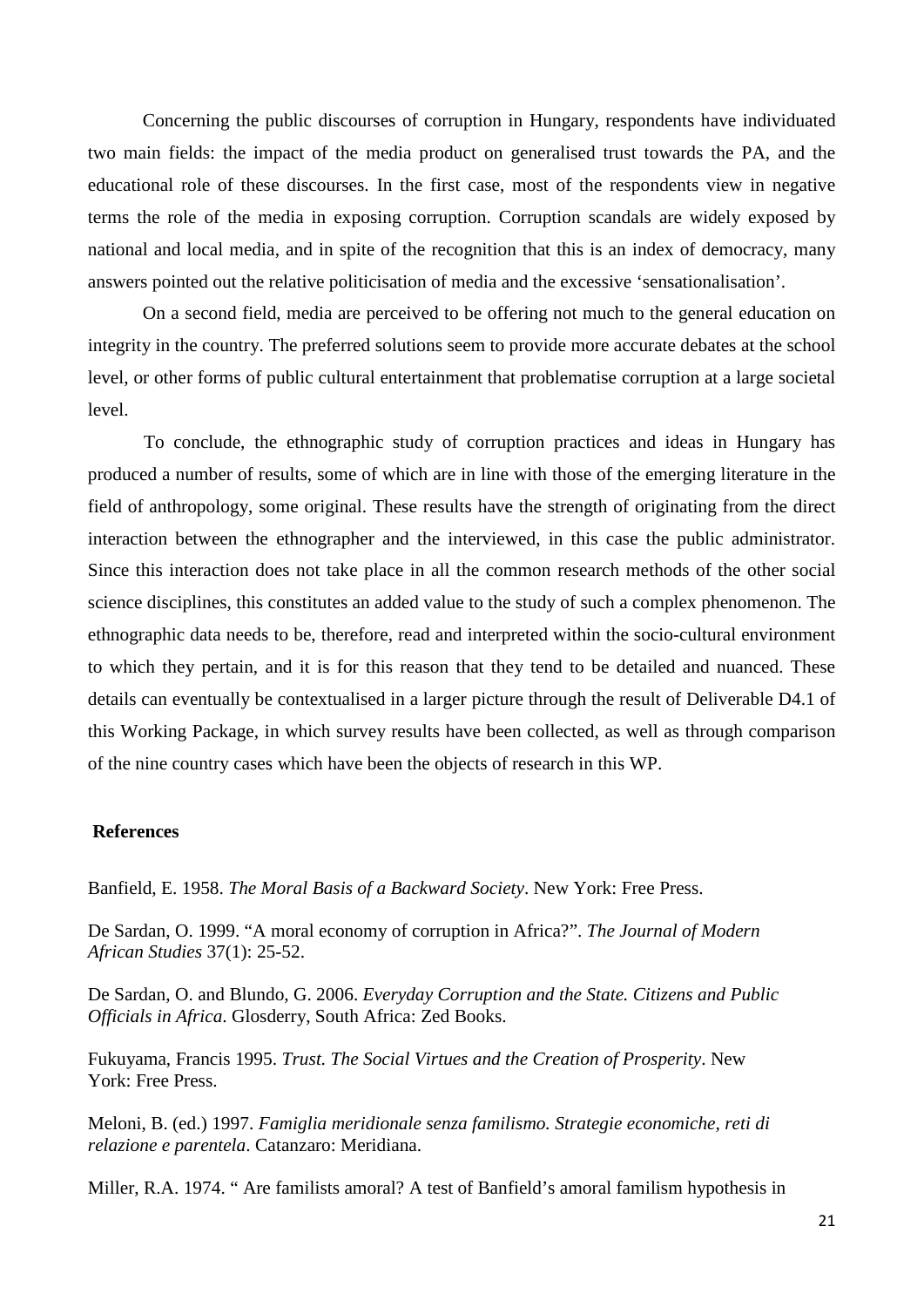Concerning the public discourses of corruption in Hungary, respondents have individuated two main fields: the impact of the media product on generalised trust towards the PA, and the educational role of these discourses. In the first case, most of the respondents view in negative terms the role of the media in exposing corruption. Corruption scandals are widely exposed by national and local media, and in spite of the recognition that this is an index of democracy, many answers pointed out the relative politicisation of media and the excessive 'sensationalisation'.

On a second field, media are perceived to be offering not much to the general education on integrity in the country. The preferred solutions seem to provide more accurate debates at the school level, or other forms of public cultural entertainment that problematise corruption at a large societal level.

To conclude, the ethnographic study of corruption practices and ideas in Hungary has produced a number of results, some of which are in line with those of the emerging literature in the field of anthropology, some original. These results have the strength of originating from the direct interaction between the ethnographer and the interviewed, in this case the public administrator. Since this interaction does not take place in all the common research methods of the other social science disciplines, this constitutes an added value to the study of such a complex phenomenon. The ethnographic data needs to be, therefore, read and interpreted within the socio-cultural environment to which they pertain, and it is for this reason that they tend to be detailed and nuanced. These details can eventually be contextualised in a larger picture through the result of Deliverable D4.1 of this Working Package, in which survey results have been collected, as well as through comparison of the nine country cases which have been the objects of research in this WP.

## References

Banfield, E. 1958. *The Moral Basis of a Backward Society*. New York: Free Press.

De Sardan, O. 1999. "A moral economy of corruption in Africa?". *The Journal of Modern African Studies* 37(1): 25-52.

De Sardan, O. and Blundo, G. 2006. *Everyday Corruption and the State. Citizens and Public Officials in Africa*. Glosderry, South Africa: Zed Books.

Fukuyama, Francis 1995. *Trust. The Social Virtues and the Creation of Prosperity*. New York: Free Press.

Meloni, B. (ed.) 1997. *Famiglia meridionale senza familismo. Strategie economiche, reti di relazione e parentela*. Catanzaro: Meridiana.

Miller, R.A. 1974. " Are familists amoral? A test of Banfield's amoral familism hypothesis in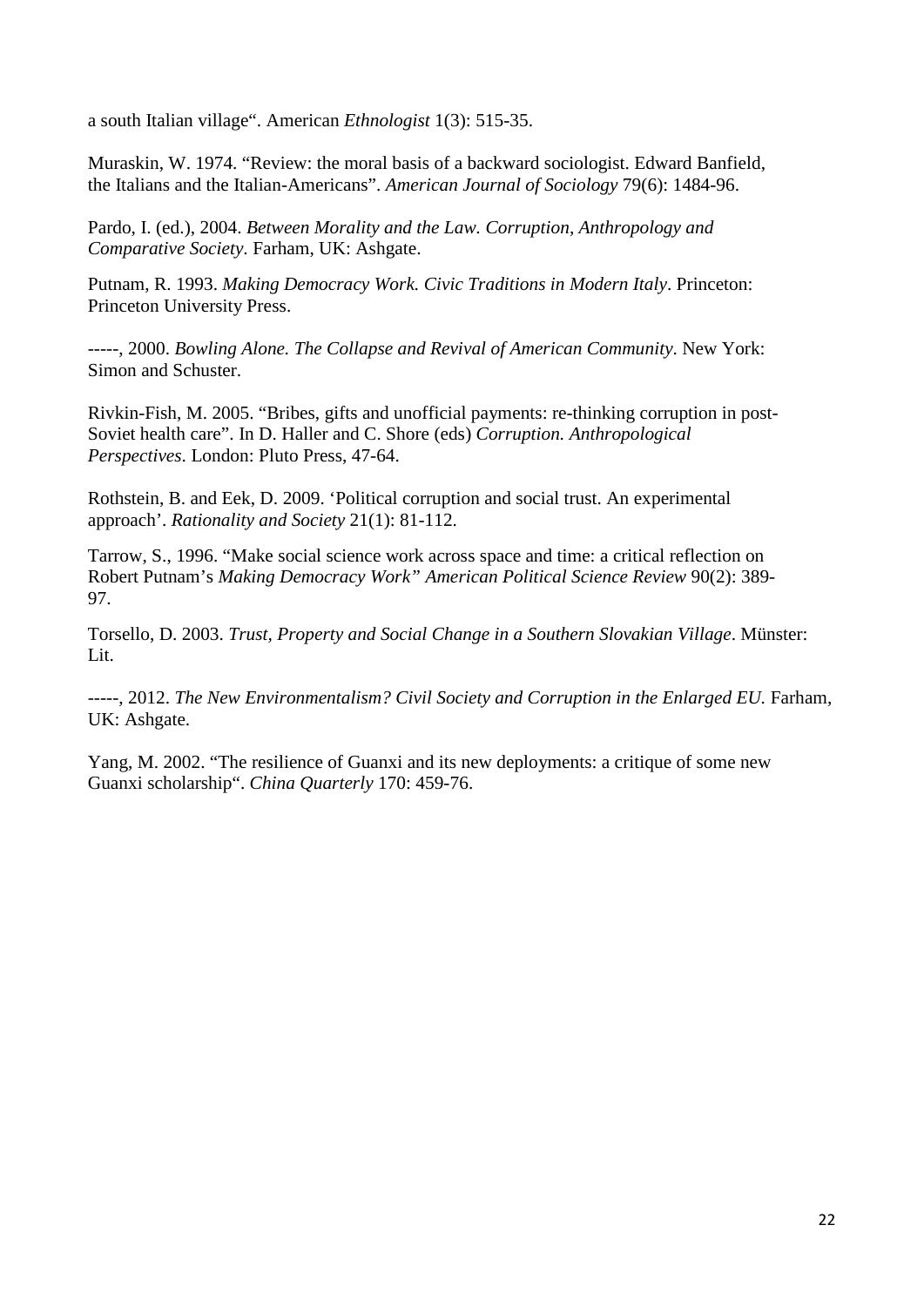a south Italian village". American *Ethnologist* 1(3): 515-35.

Muraskin, W. 1974. "Review: the moral basis of a backward sociologist. Edward Banfield, the Italians and the Italian-Americans". *American Journal of Sociology* 79(6): 1484-96.

Pardo, I. (ed.), 2004. *Between Morality and the Law. Corruption, Anthropology and Comparative Society*. Farham, UK: Ashgate.

Putnam, R. 1993. *Making Democracy Work. Civic Traditions in Modern Italy*. Princeton: Princeton University Press.

-----, 2000. *Bowling Alone. The Collapse and Revival of American Community*. New York: Simon and Schuster.

Rivkin-Fish, M. 2005. "Bribes, gifts and unofficial payments: re-thinking corruption in post-Soviet health care". In D. Haller and C. Shore (eds) *Corruption. Anthropological Perspectives*. London: Pluto Press, 47-64.

Rothstein, B. and Eek, D. 2009. 'Political corruption and social trust. An experimental approach'. *Rationality and Society* 21(1): 81-112.

Tarrow, S., 1996. "Make social science work across space and time: a critical reflection on Robert Putnam's *Making Democracy Work" American Political Science Review* 90(2): 389-97.

Torsello, D. 2003. *Trust, Property and Social Change in a Southern Slovakian Village*. Münster: Lit.

-----, 2012. *The New Environmentalism? Civil Society and Corruption in the Enlarged EU.* Farham, UK: Ashgate.

Yang, M. 2002. "The resilience of Guanxi and its new deployments: a critique of some new Guanxi scholarship". *China Quarterly* 170: 459-76.